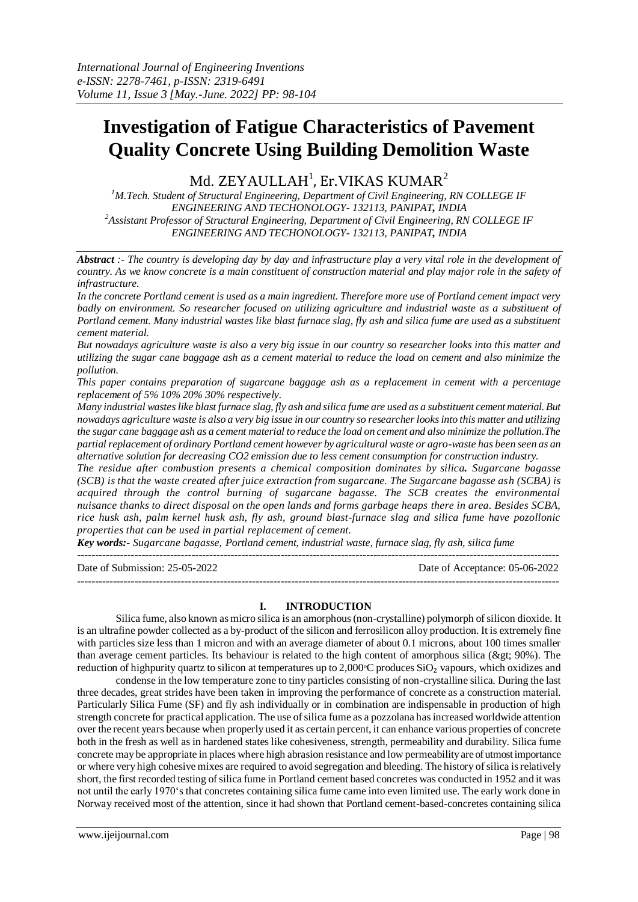# Investigation of Fatigue Characteristics of Pavement Quality Concrete Using Building Demolition Waste

Md. ZEYAULLAH[1], Er.VIKAS KUMAR[2]

[1]M.Tech. Student of Structural Engineering, Department of Civil Engineering, RN COLLEGE IF ENGINEERING AND TECHONOLOGY- 132113, PANIPAT, INDIA
[2]Assistant Professor of Structural Engineering, Department of Civil Engineering, RN COLLEGE IF ENGINEERING AND TECHONOLOGY- 132113, PANIPAT, INDIA

***Abstract*** *:- The country is developing day by day and infrastructure play a very vital role in the development of country. As we know concrete is a main constituent of construction material and play major role in the safety of infrastructure.*

*In the concrete Portland cement is used as a main ingredient. Therefore more use of Portland cement impact very badly on environment. So researcher focused on utilizing agriculture and industrial waste as a substituent of Portland cement. Many industrial wastes like blast furnace slag, fly ash and silica fume are used as a substituent cement material.*

*But nowadays agriculture waste is also a very big issue in our country so researcher looks into this matter and utilizing the sugar cane baggage ash as a cement material to reduce the load on cement and also minimize the pollution.*

*This paper contains preparation of sugarcane baggage ash as a replacement in cement with a percentage replacement of 5% 10% 20% 30% respectively.*

*Many industrial wastes like blast furnace slag, fly ash and silica fume are used as a substituent cement material. But nowadays agriculture waste is also a very big issue in our country so researcher looks into this matter and utilizing the sugar cane baggage ash as a cement material to reduce the load on cement and also minimize the pollution.The partial replacement of ordinary Portland cement however by agricultural waste or agro-waste has been seen as an alternative solution for decreasing CO2 emission due to less cement consumption for construction industry.*

*The residue after combustion presents a chemical composition dominates by silica**.** Sugarcane bagasse (SCB) is that the waste created after juice extraction from sugarcane. The Sugarcane bagasse ash (SCBA) is acquired through the control burning of sugarcane bagasse. The SCB creates the environmental nuisance thanks to direct disposal on the open lands and forms garbage heaps there in area. Besides SCBA, rice husk ash, palm kernel husk ash, fly ash, ground blast-furnace slag and silica fume have pozollonic properties that can be used in partial replacement of cement.*

***Key words:-*** *Sugarcane bagasse, Portland cement, industrial waste, furnace slag, fly ash, silica fume*

---

Date of Submission: 25-05-2022 Date of Acceptance: 05-06-2022

---

## I. INTRODUCTION

Silica fume, also known as micro silica is an amorphous (non-crystalline) polymorph of silicon dioxide. It is an ultrafine powder collected as a by-product of the silicon and ferrosilicon alloy production. It is extremely fine with particles size less than 1 micron and with an average diameter of about 0.1 microns, about 100 times smaller than average cement particles. Its behaviour is related to the high content of amorphous silica (&gt; 90%). The reduction of highpurity quartz to silicon at temperatures up to 2,000°C produces $SiO_2$ vapours, which oxidizes and condense in the low temperature zone to tiny particles consisting of non-crystalline silica. During the last three decades, great strides have been taken in improving the performance of concrete as a construction material. Particularly Silica Fume (SF) and fly ash individually or in combination are indispensable in production of high strength concrete for practical application. The use of silica fume as a pozzolana has increased worldwide attention over the recent years because when properly used it as certain percent, it can enhance various properties of concrete both in the fresh as well as in hardened states like cohesiveness, strength, permeability and durability. Silica fume concrete may be appropriate in places where high abrasion resistance and low permeability are of utmost importance or where very high cohesive mixes are required to avoid segregation and bleeding. The history of silica is relatively short, the first recorded testing of silica fume in Portland cement based concretes was conducted in 1952 and it was not until the early 1970's that concretes containing silica fume came into even limited use. The early work done in Norway received most of the attention, since it had shown that Portland cement-based-concretes containing silica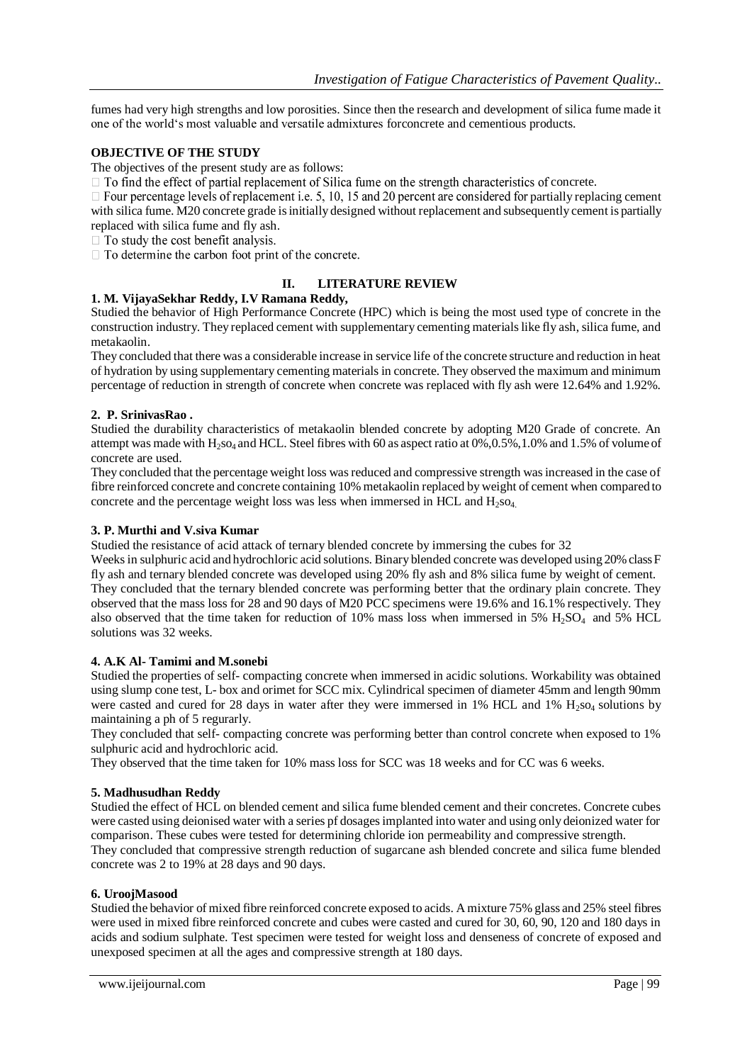fumes had very high strengths and low porosities. Since then the research and development of silica fume made it one of the world's most valuable and versatile admixtures forconcrete and cementious products.

**OBJECTIVE OF THE STUDY**

The objectives of the present study are as follows:

-  To find the effect of partial replacement of Silica fume on the strength characteristics of concrete.
-  Four percentage levels of replacement i.e. 5, 10, 15 and 20 percent are considered for partially replacing cement with silica fume. M20 concrete grade is initially designed without replacement and subsequently cement is partially replaced with silica fume and fly ash.
-  To study the cost benefit analysis.
-  To determine the carbon foot print of the concrete.

## II. LITERATURE REVIEW

**1. M. VijayaSekhar Reddy, I.V Ramana Reddy,**

Studied the behavior of High Performance Concrete (HPC) which is being the most used type of concrete in the construction industry. They replaced cement with supplementary cementing materials like fly ash, silica fume, and metakaolin.

They concluded that there was a considerable increase in service life of the concrete structure and reduction in heat of hydration by using supplementary cementing materials in concrete. They observed the maximum and minimum percentage of reduction in strength of concrete when concrete was replaced with fly ash were 12.64% and 1.92%.

**2. P. SrinivasRao .**

Studied the durability characteristics of metakaolin blended concrete by adopting M20 Grade of concrete. An attempt was made with $H_2so_4$ and HCL. Steel fibres with 60 as aspect ratio at 0%,0.5%,1.0% and 1.5% of volume of concrete are used.

They concluded that the percentage weight loss was reduced and compressive strength was increased in the case of fibre reinforced concrete and concrete containing 10% metakaolin replaced by weight of cement when compared to concrete and the percentage weight loss was less when immersed in HCL and $H_2so_4$.

**3. P. Murthi and V.siva Kumar**

Studied the resistance of acid attack of ternary blended concrete by immersing the cubes for 32 Weeks in sulphuric acid and hydrochloric acid solutions. Binary blended concrete was developed using 20% class F fly ash and ternary blended concrete was developed using 20% fly ash and 8% silica fume by weight of cement.

They concluded that the ternary blended concrete was performing better that the ordinary plain concrete. They observed that the mass loss for 28 and 90 days of M20 PCC specimens were 19.6% and 16.1% respectively. They also observed that the time taken for reduction of 10% mass loss when immersed in 5% $H_2SO_4$ and 5% HCL solutions was 32 weeks.

**4. A.K Al- Tamimi and M.sonebi**

Studied the properties of self- compacting concrete when immersed in acidic solutions. Workability was obtained using slump cone test, L- box and orimet for SCC mix. Cylindrical specimen of diameter 45mm and length 90mm were casted and cured for 28 days in water after they were immersed in 1% HCL and 1% $H_2so_4$ solutions by maintaining a ph of 5 regurarly.

They concluded that self- compacting concrete was performing better than control concrete when exposed to 1% sulphuric acid and hydrochloric acid.

They observed that the time taken for 10% mass loss for SCC was 18 weeks and for CC was 6 weeks.

**5. Madhusudhan Reddy**

Studied the effect of HCL on blended cement and silica fume blended cement and their concretes. Concrete cubes were casted using deionised water with a series pf dosages implanted into water and using only deionized water for comparison. These cubes were tested for determining chloride ion permeability and compressive strength.

They concluded that compressive strength reduction of sugarcane ash blended concrete and silica fume blended concrete was 2 to 19% at 28 days and 90 days.

**6. UroojMasood**

Studied the behavior of mixed fibre reinforced concrete exposed to acids. A mixture 75% glass and 25% steel fibres were used in mixed fibre reinforced concrete and cubes were casted and cured for 30, 60, 90, 120 and 180 days in acids and sodium sulphate. Test specimen were tested for weight loss and denseness of concrete of exposed and unexposed specimen at all the ages and compressive strength at 180 days.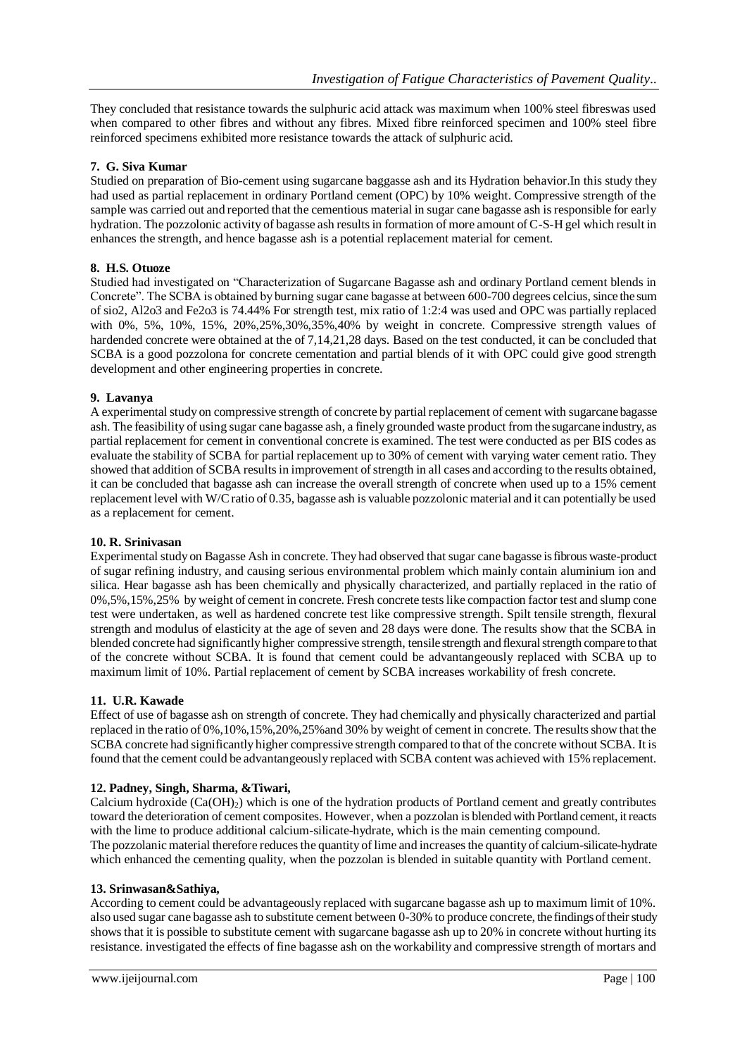They concluded that resistance towards the sulphuric acid attack was maximum when 100% steel fibreswas used when compared to other fibres and without any fibres. Mixed fibre reinforced specimen and 100% steel fibre reinforced specimens exhibited more resistance towards the attack of sulphuric acid.

### 7. G. Siva Kumar

Studied on preparation of Bio-cement using sugarcane baggasse ash and its Hydration behavior.In this study they had used as partial replacement in ordinary Portland cement (OPC) by 10% weight. Compressive strength of the sample was carried out and reported that the cementious material in sugar cane bagasse ash is responsible for early hydration. The pozzolonic activity of bagasse ash results in formation of more amount of C-S-H gel which result in enhances the strength, and hence bagasse ash is a potential replacement material for cement.

### 8. H.S. Otuoze

Studied had investigated on "Characterization of Sugarcane Bagasse ash and ordinary Portland cement blends in Concrete". The SCBA is obtained by burning sugar cane bagasse at between 600-700 degrees celcius, since the sum of sio2, Al2o3 and Fe2o3 is 74.44% For strength test, mix ratio of 1:2:4 was used and OPC was partially replaced with 0%, 5%, 10%, 15%, 20%,25%,30%,35%,40% by weight in concrete. Compressive strength values of hardended concrete were obtained at the of 7,14,21,28 days. Based on the test conducted, it can be concluded that SCBA is a good pozzolona for concrete cementation and partial blends of it with OPC could give good strength development and other engineering properties in concrete.

### 9. Lavanya

A experimental study on compressive strength of concrete by partial replacement of cement with sugarcane bagasse ash. The feasibility of using sugar cane bagasse ash, a finely grounded waste product from the sugarcane industry, as partial replacement for cement in conventional concrete is examined. The test were conducted as per BIS codes as evaluate the stability of SCBA for partial replacement up to 30% of cement with varying water cement ratio. They showed that addition of SCBA results in improvement of strength in all cases and according to the results obtained, it can be concluded that bagasse ash can increase the overall strength of concrete when used up to a 15% cement replacement level with W/C ratio of 0.35, bagasse ash is valuable pozzolonic material and it can potentially be used as a replacement for cement.

### 10. R. Srinivasan

Experimental study on Bagasse Ash in concrete. They had observed that sugar cane bagasse is fibrous waste-product of sugar refining industry, and causing serious environmental problem which mainly contain aluminium ion and silica. Hear bagasse ash has been chemically and physically characterized, and partially replaced in the ratio of 0%,5%,15%,25% by weight of cement in concrete. Fresh concrete tests like compaction factor test and slump cone test were undertaken, as well as hardened concrete test like compressive strength. Spilt tensile strength, flexural strength and modulus of elasticity at the age of seven and 28 days were done. The results show that the SCBA in blended concrete had significantly higher compressive strength, tensile strength and flexural strength compare to that of the concrete without SCBA. It is found that cement could be advantageously replaced with SCBA up to maximum limit of 10%. Partial replacement of cement by SCBA increases workability of fresh concrete.

### 11. U.R. Kawade

Effect of use of bagasse ash on strength of concrete. They had chemically and physically characterized and partial replaced in the ratio of 0%,10%,15%,20%,25%and 30% by weight of cement in concrete. The results show that the SCBA concrete had significantly higher compressive strength compared to that of the concrete without SCBA. It is found that the cement could be advantangeously replaced with SCBA content was achieved with 15% replacement.

### 12. Padney, Singh, Sharma, &Tiwari,

Calcium hydroxide ($Ca(OH)_2$) which is one of the hydration products of Portland cement and greatly contributes toward the deterioration of cement composites. However, when a pozzolan is blended with Portland cement, it reacts with the lime to produce additional calcium-silicate-hydrate, which is the main cementing compound.
The pozzolanic material therefore reduces the quantity of lime and increases the quantity of calcium-silicate-hydrate which enhanced the cementing quality, when the pozzolan is blended in suitable quantity with Portland cement.

### 13. Srinwasan&Sathiya,

According to cement could be advantageously replaced with sugarcane bagasse ash up to maximum limit of 10%. also used sugar cane bagasse ash to substitute cement between 0-30% to produce concrete, the findings of their study shows that it is possible to substitute cement with sugarcane bagasse ash up to 20% in concrete without hurting its resistance. investigated the effects of fine bagasse ash on the workability and compressive strength of mortars and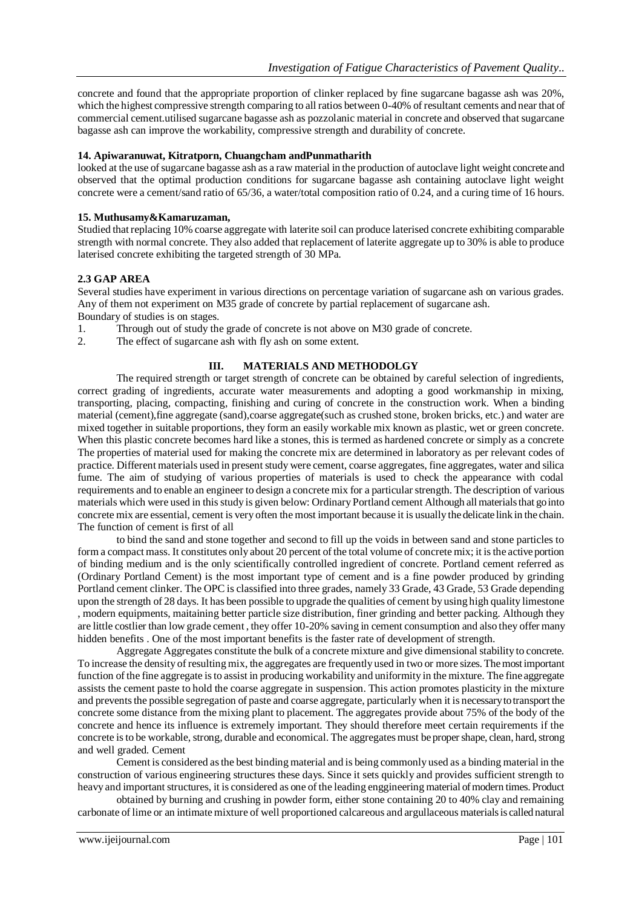concrete and found that the appropriate proportion of clinker replaced by fine sugarcane bagasse ash was 20%, which the highest compressive strength comparing to all ratios between 0-40% of resultant cements and near that of commercial cement.utilised sugarcane bagasse ash as pozzolanic material in concrete and observed that sugarcane bagasse ash can improve the workability, compressive strength and durability of concrete.

**14. Apiwaranuwat, Kitratporn, Chuangcham andPunmatharith**

looked at the use of sugarcane bagasse ash as a raw material in the production of autoclave light weight concrete and observed that the optimal production conditions for sugarcane bagasse ash containing autoclave light weight concrete were a cement/sand ratio of 65/36, a water/total composition ratio of 0.24, and a curing time of 16 hours.

**15. Muthusamy&Kamaruzaman,**

Studied that replacing 10% coarse aggregate with laterite soil can produce laterised concrete exhibiting comparable strength with normal concrete. They also added that replacement of laterite aggregate up to 30% is able to produce laterised concrete exhibiting the targeted strength of 30 MPa.

### 2.3 GAP AREA

Several studies have experiment in various directions on percentage variation of sugarcane ash on various grades. Any of them not experiment on M35 grade of concrete by partial replacement of sugarcane ash.

Boundary of studies is on stages.

1. Through out of study the grade of concrete is not above on M30 grade of concrete.
2. The effect of sugarcane ash with fly ash on some extent.

## III. MATERIALS AND METHODOLGY

The required strength or target strength of concrete can be obtained by careful selection of ingredients, correct grading of ingredients, accurate water measurements and adopting a good workmanship in mixing, transporting, placing, compacting, finishing and curing of concrete in the construction work. When a binding material (cement),fine aggregate (sand),coarse aggregate(such as crushed stone, broken bricks, etc.) and water are mixed together in suitable proportions, they form an easily workable mix known as plastic, wet or green concrete. When this plastic concrete becomes hard like a stones, this is termed as hardened concrete or simply as a concrete The properties of material used for making the concrete mix are determined in laboratory as per relevant codes of practice. Different materials used in present study were cement, coarse aggregates, fine aggregates, water and silica fume. The aim of studying of various properties of materials is used to check the appearance with codal requirements and to enable an engineer to design a concrete mix for a particular strength. The description of various materials which were used in this study is given below: Ordinary Portland cement Although all materials that go into concrete mix are essential, cement is very often the most important because it is usually the delicate link in the chain. The function of cement is first of all

to bind the sand and stone together and second to fill up the voids in between sand and stone particles to form a compact mass. It constitutes only about 20 percent of the total volume of concrete mix; it is the active portion of binding medium and is the only scientifically controlled ingredient of concrete. Portland cement referred as (Ordinary Portland Cement) is the most important type of cement and is a fine powder produced by grinding Portland cement clinker. The OPC is classified into three grades, namely 33 Grade, 43 Grade, 53 Grade depending upon the strength of 28 days. It has been possible to upgrade the qualities of cement by using high quality limestone , modern equipments, maitaining better particle size distribution, finer grinding and better packing. Although they are little costlier than low grade cement , they offer 10-20% saving in cement consumption and also they offer many hidden benefits . One of the most important benefits is the faster rate of development of strength.

Aggregate Aggregates constitute the bulk of a concrete mixture and give dimensional stability to concrete. To increase the density of resulting mix, the aggregates are frequently used in two or more sizes. The most important function of the fine aggregate is to assist in producing workability and uniformity in the mixture. The fine aggregate assists the cement paste to hold the coarse aggregate in suspension. This action promotes plasticity in the mixture and prevents the possible segregation of paste and coarse aggregate, particularly when it is necessary to transport the concrete some distance from the mixing plant to placement. The aggregates provide about 75% of the body of the concrete and hence its influence is extremely important. They should therefore meet certain requirements if the concrete is to be workable, strong, durable and economical. The aggregates must be proper shape, clean, hard, strong and well graded. Cement

Cement is considered as the best binding material and is being commonly used as a binding material in the construction of various engineering structures these days. Since it sets quickly and provides sufficient strength to heavy and important structures, it is considered as one of the leading enggineering material of modern times. Product

obtained by burning and crushing in powder form, either stone containing 20 to 40% clay and remaining carbonate of lime or an intimate mixture of well proportioned calcareous and argullaceous materials is called natural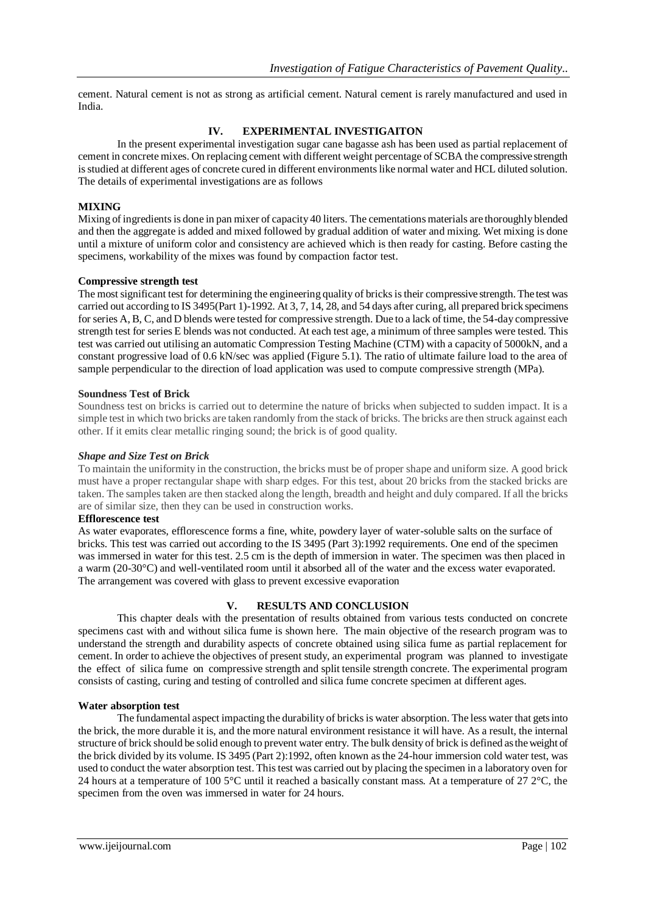cement. Natural cement is not as strong as artificial cement. Natural cement is rarely manufactured and used in India.

## IV. EXPERIMENTAL INVESTIGAITON

In the present experimental investigation sugar cane bagasse ash has been used as partial replacement of cement in concrete mixes. On replacing cement with different weight percentage of SCBA the compressive strength is studied at different ages of concrete cured in different environments like normal water and HCL diluted solution. The details of experimental investigations are as follows

**MIXING**

Mixing of ingredients is done in pan mixer of capacity 40 liters. The cementations materials are thoroughly blended and then the aggregate is added and mixed followed by gradual addition of water and mixing. Wet mixing is done until a mixture of uniform color and consistency are achieved which is then ready for casting. Before casting the specimens, workability of the mixes was found by compaction factor test.

**Compressive strength test**

The most significant test for determining the engineering quality of bricks is their compressive strength. The test was carried out according to IS 3495(Part 1)-1992. At 3, 7, 14, 28, and 54 days after curing, all prepared brick specimens for series A, B, C, and D blends were tested for compressive strength. Due to a lack of time, the 54-day compressive strength test for series E blends was not conducted. At each test age, a minimum of three samples were tested. This test was carried out utilising an automatic Compression Testing Machine (CTM) with a capacity of 5000kN, and a constant progressive load of 0.6 kN/sec was applied (Figure 5.1). The ratio of ultimate failure load to the area of sample perpendicular to the direction of load application was used to compute compressive strength (MPa).

**Soundness Test of Brick**

Soundness test on bricks is carried out to determine the nature of bricks when subjected to sudden impact. It is a simple test in which two bricks are taken randomly from the stack of bricks. The bricks are then struck against each other. If it emits clear metallic ringing sound; the brick is of good quality.

***Shape and Size Test on Brick***

To maintain the uniformity in the construction, the bricks must be of proper shape and uniform size. A good brick must have a proper rectangular shape with sharp edges. For this test, about 20 bricks from the stacked bricks are taken. The samples taken are then stacked along the length, breadth and height and duly compared. If all the bricks are of similar size, then they can be used in construction works.

**Efflorescence test**

As water evaporates, efflorescence forms a fine, white, powdery layer of water-soluble salts on the surface of bricks. This test was carried out according to the IS 3495 (Part 3):1992 requirements. One end of the specimen was immersed in water for this test. 2.5 cm is the depth of immersion in water. The specimen was then placed in a warm (20-30°C) and well-ventilated room until it absorbed all of the water and the excess water evaporated. The arrangement was covered with glass to prevent excessive evaporation

## V. RESULTS AND CONCLUSION

This chapter deals with the presentation of results obtained from various tests conducted on concrete specimens cast with and without silica fume is shown here. The main objective of the research program was to understand the strength and durability aspects of concrete obtained using silica fume as partial replacement for cement. In order to achieve the objectives of present study, an experimental program was planned to investigate the effect of silica fume on compressive strength and split tensile strength concrete. The experimental program consists of casting, curing and testing of controlled and silica fume concrete specimen at different ages.

**Water absorption test**

The fundamental aspect impacting the durability of bricks is water absorption. The less water that gets into the brick, the more durable it is, and the more natural environment resistance it will have. As a result, the internal structure of brick should be solid enough to prevent water entry. The bulk density of brick is defined as the weight of the brick divided by its volume. IS 3495 (Part 2):1992, often known as the 24-hour immersion cold water test, was used to conduct the water absorption test. This test was carried out by placing the specimen in a laboratory oven for 24 hours at a temperature of 100 5°C until it reached a basically constant mass. At a temperature of 27 2°C, the specimen from the oven was immersed in water for 24 hours.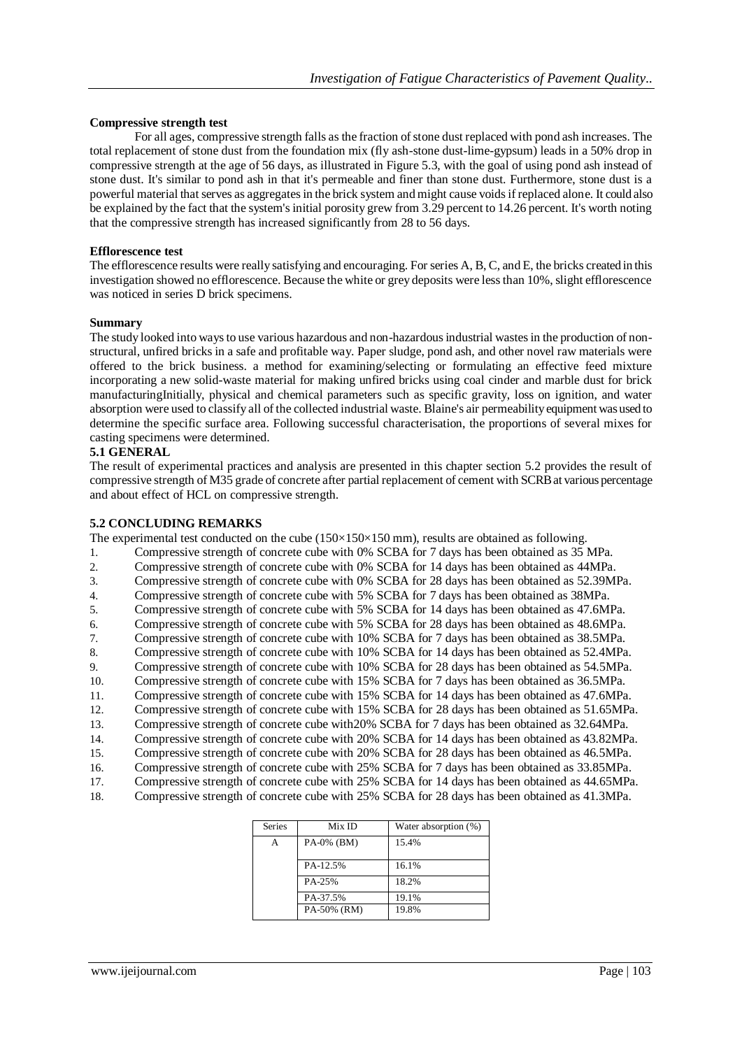**Compressive strength test**

For all ages, compressive strength falls as the fraction of stone dust replaced with pond ash increases. The total replacement of stone dust from the foundation mix (fly ash-stone dust-lime-gypsum) leads in a 50% drop in compressive strength at the age of 56 days, as illustrated in Figure 5.3, with the goal of using pond ash instead of stone dust. It's similar to pond ash in that it's permeable and finer than stone dust. Furthermore, stone dust is a powerful material that serves as aggregates in the brick system and might cause voids if replaced alone. It could also be explained by the fact that the system's initial porosity grew from 3.29 percent to 14.26 percent. It's worth noting that the compressive strength has increased significantly from 28 to 56 days.

**Efflorescence test**

The efflorescence results were really satisfying and encouraging. For series A, B, C, and E, the bricks created in this investigation showed no efflorescence. Because the white or grey deposits were less than 10%, slight efflorescence was noticed in series D brick specimens.

**Summary**

The study looked into ways to use various hazardous and non-hazardous industrial wastes in the production of non-structural, unfired bricks in a safe and profitable way. Paper sludge, pond ash, and other novel raw materials were offered to the brick business. a method for examining/selecting or formulating an effective feed mixture incorporating a new solid-waste material for making unfired bricks using coal cinder and marble dust for brick manufacturingInitially, physical and chemical parameters such as specific gravity, loss on ignition, and water absorption were used to classify all of the collected industrial waste. Blaine's air permeability equipment was used to determine the specific surface area. Following successful characterisation, the proportions of several mixes for casting specimens were determined.

**5.1 GENERAL**

The result of experimental practices and analysis are presented in this chapter section 5.2 provides the result of compressive strength of M35 grade of concrete after partial replacement of cement with SCRB at various percentage and about effect of HCL on compressive strength.

**5.2 CONCLUDING REMARKS**

The experimental test conducted on the cube (150×150×150 mm), results are obtained as following.

1. Compressive strength of concrete cube with 0% SCBA for 7 days has been obtained as 35 MPa.
2. Compressive strength of concrete cube with 0% SCBA for 14 days has been obtained as 44MPa.
3. Compressive strength of concrete cube with 0% SCBA for 28 days has been obtained as 52.39MPa.
4. Compressive strength of concrete cube with 5% SCBA for 7 days has been obtained as 38MPa.
5. Compressive strength of concrete cube with 5% SCBA for 14 days has been obtained as 47.6MPa.
6. Compressive strength of concrete cube with 5% SCBA for 28 days has been obtained as 48.6MPa.
7. Compressive strength of concrete cube with 10% SCBA for 7 days has been obtained as 38.5MPa.
8. Compressive strength of concrete cube with 10% SCBA for 14 days has been obtained as 52.4MPa.
9. Compressive strength of concrete cube with 10% SCBA for 28 days has been obtained as 54.5MPa.
10. Compressive strength of concrete cube with 15% SCBA for 7 days has been obtained as 36.5MPa.
11. Compressive strength of concrete cube with 15% SCBA for 14 days has been obtained as 47.6MPa.
12. Compressive strength of concrete cube with 15% SCBA for 28 days has been obtained as 51.65MPa.
13. Compressive strength of concrete cube with20% SCBA for 7 days has been obtained as 32.64MPa.
14. Compressive strength of concrete cube with 20% SCBA for 14 days has been obtained as 43.82MPa.
15. Compressive strength of concrete cube with 20% SCBA for 28 days has been obtained as 46.5MPa.
16. Compressive strength of concrete cube with 25% SCBA for 7 days has been obtained as 33.85MPa.
17. Compressive strength of concrete cube with 25% SCBA for 14 days has been obtained as 44.65MPa.
18. Compressive strength of concrete cube with 25% SCBA for 28 days has been obtained as 41.3MPa.

| Series | Mix ID | Water absorption (%) |
|---|---|---|
| A | PA-0% (BM) | 15.4% |
| | PA-12.5% | 16.1% |
| | PA-25% | 18.2% |
| | PA-37.5% | 19.1% |
| | PA-50% (RM) | 19.8% |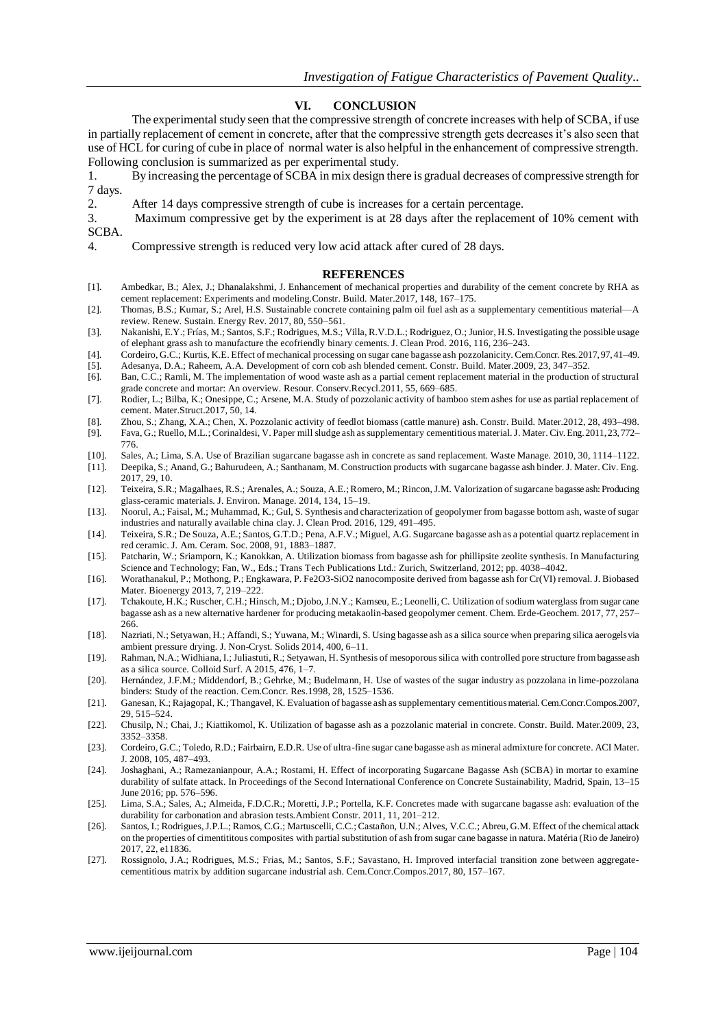## VI. CONCLUSION

The experimental study seen that the compressive strength of concrete increases with help of SCBA, if use in partially replacement of cement in concrete, after that the compressive strength gets decreases it's also seen that use of HCL for curing of cube in place of normal water is also helpful in the enhancement of compressive strength. Following conclusion is summarized as per experimental study.

1. By increasing the percentage of SCBA in mix design there is gradual decreases of compressive strength for 7 days.
2. After 14 days compressive strength of cube is increases for a certain percentage.
3. Maximum compressive get by the experiment is at 28 days after the replacement of 10% cement with SCBA.
4. Compressive strength is reduced very low acid attack after cured of 28 days.

## REFERENCES

[1]. Ambedkar, B.; Alex, J.; Dhanalakshmi, J. Enhancement of mechanical properties and durability of the cement concrete by RHA as cement replacement: Experiments and modeling.Constr. Build. Mater.2017, 148, 167–175.

[2]. Thomas, B.S.; Kumar, S.; Arel, H.S. Sustainable concrete containing palm oil fuel ash as a supplementary cementitious material—A review. Renew. Sustain. Energy Rev. 2017, 80, 550–561.

[3]. Nakanishi, E.Y.; Frías, M.; Santos, S.F.; Rodrigues, M.S.; Villa, R.V.D.L.; Rodriguez, O.; Junior, H.S. Investigating the possible usage of elephant grass ash to manufacture the ecofriendly binary cements. J. Clean Prod. 2016, 116, 236–243.

[4]. Cordeiro, G.C.; Kurtis, K.E. Effect of mechanical processing on sugar cane bagasse ash pozzolanicity. Cem.Concr. Res. 2017, 97, 41–49.

[5]. Adesanya, D.A.; Raheem, A.A. Development of corn cob ash blended cement. Constr. Build. Mater.2009, 23, 347–352.

[6]. Ban, C.C.; Ramli, M. The implementation of wood waste ash as a partial cement replacement material in the production of structural grade concrete and mortar: An overview. Resour. Conserv.Recycl.2011, 55, 669–685.

[7]. Rodier, L.; Bilba, K.; Onesippe, C.; Arsene, M.A. Study of pozzolanic activity of bamboo stem ashes for use as partial replacement of cement. Mater.Struct.2017, 50, 14.

[8]. Zhou, S.; Zhang, X.A.; Chen, X. Pozzolanic activity of feedlot biomass (cattle manure) ash. Constr. Build. Mater.2012, 28, 493–498.

[9]. Fava, G.; Ruello, M.L.; Corinaldesi, V. Paper mill sludge ash as supplementary cementitious material. J. Mater. Civ. Eng. 2011, 23, 772–776.

[10]. Sales, A.; Lima, S.A. Use of Brazilian sugarcane bagasse ash in concrete as sand replacement. Waste Manage. 2010, 30, 1114–1122.

[11]. Deepika, S.; Anand, G.; Bahurudeen, A.; Santhanam, M. Construction products with sugarcane bagasse ash binder. J. Mater. Civ. Eng. 2017, 29, 10.

[12]. Teixeira, S.R.; Magalhaes, R.S.; Arenales, A.; Souza, A.E.; Romero, M.; Rincon, J.M. Valorization of sugarcane bagasse ash: Producing glass-ceramic materials. J. Environ. Manage. 2014, 134, 15–19.

[13]. Noorul, A.; Faisal, M.; Muhammad, K.; Gul, S. Synthesis and characterization of geopolymer from bagasse bottom ash, waste of sugar industries and naturally available china clay. J. Clean Prod. 2016, 129, 491–495.

[14]. Teixeira, S.R.; De Souza, A.E.; Santos, G.T.D.; Pena, A.F.V.; Miguel, A.G. Sugarcane bagasse ash as a potential quartz replacement in red ceramic. J. Am. Ceram. Soc. 2008, 91, 1883–1887.

[15]. Patcharin, W.; Sriamporn, K.; Kanokkan, A. Utilization biomass from bagasse ash for phillipsite zeolite synthesis. In Manufacturing Science and Technology; Fan, W., Eds.; Trans Tech Publications Ltd.: Zurich, Switzerland, 2012; pp. 4038–4042.

[16]. Worathanakul, P.; Mothong, P.; Engkawara, P. Fe2O3-SiO2 nanocomposite derived from bagasse ash for Cr(VI) removal. J. Biobased Mater. Bioenergy 2013, 7, 219–222.

[17]. Tchakoute, H.K.; Ruscher, C.H.; Hinsch, M.; Djobo, J.N.Y.; Kamseu, E.; Leonelli, C. Utilization of sodium waterglass from sugar cane bagasse ash as a new alternative hardener for producing metakaolin-based geopolymer cement. Chem. Erde-Geochem. 2017, 77, 257–266.

[18]. Nazriati, N.; Setyawan, H.; Affandi, S.; Yuwana, M.; Winardi, S. Using bagasse ash as a silica source when preparing silica aerogels via ambient pressure drying. J. Non-Cryst. Solids 2014, 400, 6–11.

[19]. Rahman, N.A.; Widhiana, I.; Juliastuti, R.; Setyawan, H. Synthesis of mesoporous silica with controlled pore structure from bagasse ash as a silica source. Colloid Surf. A 2015, 476, 1–7.

[20]. Hernández, J.F.M.; Middendorf, B.; Gehrke, M.; Budelmann, H. Use of wastes of the sugar industry as pozzolana in lime-pozzolana binders: Study of the reaction. Cem.Concr. Res.1998, 28, 1525–1536.

[21]. Ganesan, K.; Rajagopal, K.; Thangavel, K. Evaluation of bagasse ash as supplementary cementitious material. Cem.Concr.Compos.2007, 29, 515–524.

[22]. Chusilp, N.; Chai, J.; Kiattikomol, K. Utilization of bagasse ash as a pozzolanic material in concrete. Constr. Build. Mater.2009, 23, 3352–3358.

[23]. Cordeiro, G.C.; Toledo, R.D.; Fairbairn, E.D.R. Use of ultra-fine sugar cane bagasse ash as mineral admixture for concrete. ACI Mater. J. 2008, 105, 487–493.

[24]. Joshaghani, A.; Ramezanianpour, A.A.; Rostami, H. Effect of incorporating Sugarcane Bagasse Ash (SCBA) in mortar to examine durability of sulfate attack. In Proceedings of the Second International Conference on Concrete Sustainability, Madrid, Spain, 13–15 June 2016; pp. 576–596.

[25]. Lima, S.A.; Sales, A.; Almeida, F.D.C.R.; Moretti, J.P.; Portella, K.F. Concretes made with sugarcane bagasse ash: evaluation of the durability for carbonation and abrasion tests.Ambient Constr. 2011, 11, 201–212.

[26]. Santos, I.; Rodrigues, J.P.L.; Ramos, C.G.; Martuscelli, C.C.; Castañon, U.N.; Alves, V.C.C.; Abreu, G.M. Effect of the chemical attack on the properties of cimentititous composites with partial substitution of ash from sugar cane bagasse in natura. Matéria (Rio de Janeiro) 2017, 22, e11836.

[27]. Rossignolo, J.A.; Rodrigues, M.S.; Frias, M.; Santos, S.F.; Savastano, H. Improved interfacial transition zone between aggregate-cementitious matrix by addition sugarcane industrial ash. Cem.Concr.Compos.2017, 80, 157–167.